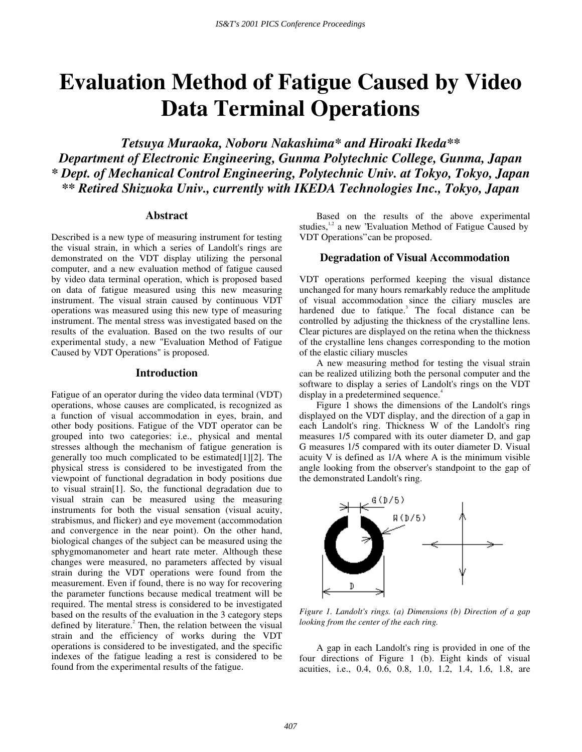# Evaluation Method of Fatigue Caused by Video Data Terminal Operations

***Tetsuya Muraoka, Noboru Nakashima\* and Hiroaki Ikeda\*\****
***Department of Electronic Engineering, Gunma Polytechnic College, Gunma, Japan***
***\* Dept. of Mechanical Control Engineering, Polytechnic Univ. at Tokyo, Tokyo, Japan***
***\*\* Retired Shizuoka Univ., currently with IKEDA Technologies Inc., Tokyo, Japan***

## Abstract

Described is a new type of measuring instrument for testing the visual strain, in which a series of Landolt's rings are demonstrated on the VDT display utilizing the personal computer, and a new evaluation method of fatigue caused by video data terminal operation, which is proposed based on data of fatigue measured using this new measuring instrument. The visual strain caused by continuous VDT operations was measured using this new type of measuring instrument. The mental stress was investigated based on the results of the evaluation. Based on the two results of our experimental study, a new "Evaluation Method of Fatigue Caused by VDT Operations" is proposed.

## Introduction

Fatigue of an operator during the video data terminal (VDT) operations, whose causes are complicated, is recognized as a function of visual accommodation in eyes, brain, and other body positions. Fatigue of the VDT operator can be grouped into two categories: i.e., physical and mental stresses although the mechanism of fatigue generation is generally too much complicated to be estimated[1][2]. The physical stress is considered to be investigated from the viewpoint of functional degradation in body positions due to visual strain[1]. So, the functional degradation due to visual strain can be measured using the measuring instruments for both the visual sensation (visual acuity, strabismus, and flicker) and eye movement (accommodation and convergence in the near point). On the other hand, biological changes of the subject can be measured using the sphygmomanometer and heart rate meter. Although these changes were measured, no parameters affected by visual strain during the VDT operations were found from the measurement. Even if found, there is no way for recovering the parameter functions because medical treatment will be required. The mental stress is considered to be investigated based on the results of the evaluation in the 3 category steps defined by literature.[2] Then, the relation between the visual strain and the efficiency of works during the VDT operations is considered to be investigated, and the specific indexes of the fatigue leading a rest is considered to be found from the experimental results of the fatigue.

Based on the results of the above experimental studies,[1,2] a new "Evaluation Method of Fatigue Caused by VDT Operations" can be proposed.

## Degradation of Visual Accommodation

VDT operations performed keeping the visual distance unchanged for many hours remarkably reduce the amplitude of visual accommodation since the ciliary muscles are hardened due to fatique.[3] The focal distance can be controlled by adjusting the thickness of the crystalline lens. Clear pictures are displayed on the retina when the thickness of the crystalline lens changes corresponding to the motion of the elastic ciliary muscles

A new measuring method for testing the visual strain can be realized utilizing both the personal computer and the software to display a series of Landolt's rings on the VDT display in a predetermined sequence.[4]

Figure 1 shows the dimensions of the Landolt's rings displayed on the VDT display, and the direction of a gap in each Landolt's ring. Thickness W of the Landolt's ring measures 1/5 compared with its outer diameter D, and gap G measures 1/5 compared with its outer diameter D. Visual acuity V is defined as 1/A where A is the minimum visible angle looking from the observer's standpoint to the gap of the demonstrated Landolt's ring.

*Figure 1. Landolt's rings. (a) Dimensions (b) Direction of a gap looking from the center of the each ring.*

A gap in each Landolt's ring is provided in one of the four directions of Figure 1 (b). Eight kinds of visual acuities, i.e., 0.4, 0.6, 0.8, 1.0, 1.2, 1.4, 1.6, 1.8, are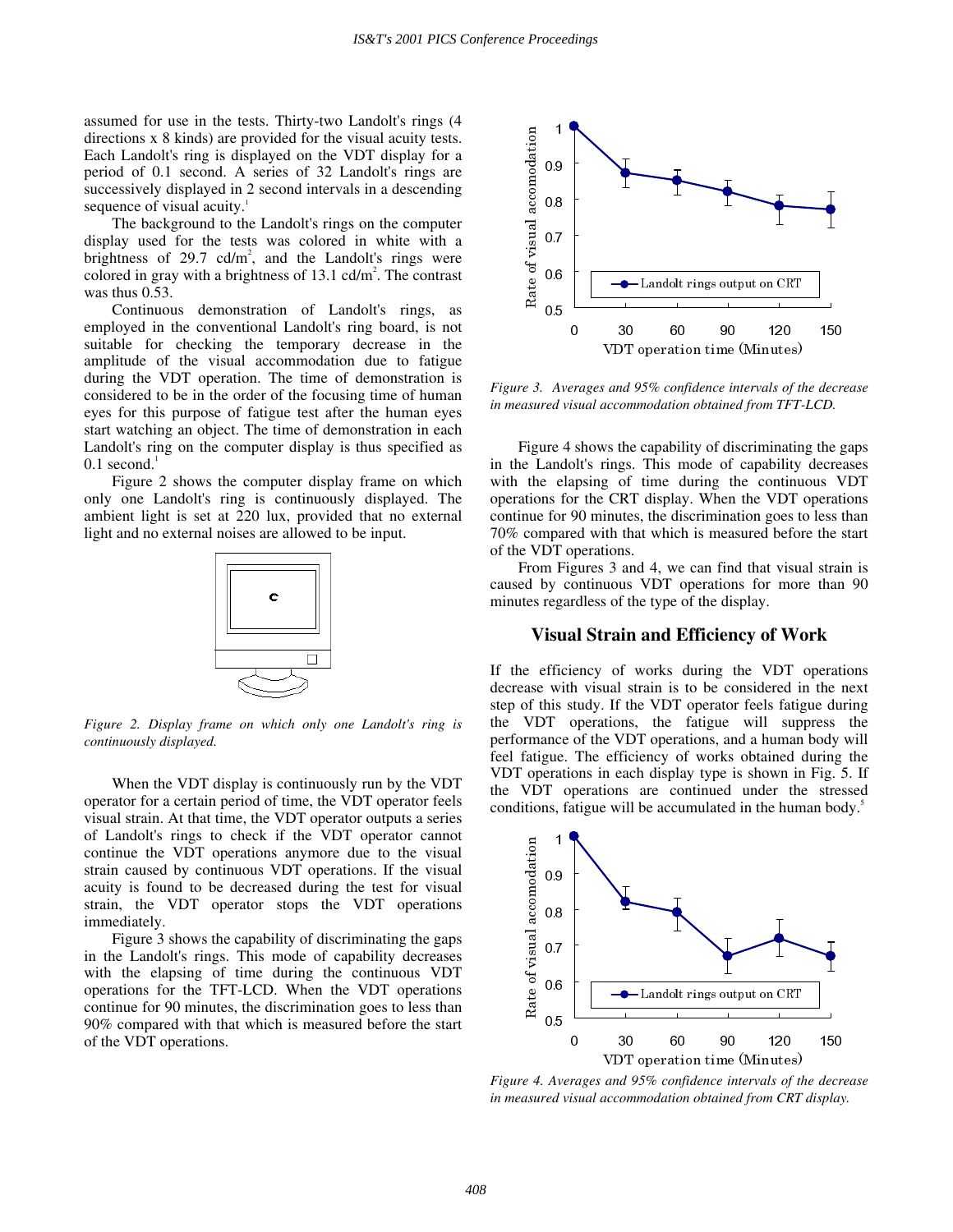assumed for use in the tests. Thirty-two Landolt's rings (4 directions x 8 kinds) are provided for the visual acuity tests. Each Landolt's ring is displayed on the VDT display for a period of 0.1 second. A series of 32 Landolt's rings are successively displayed in 2 second intervals in a descending sequence of visual acuity.[1]

The background to the Landolt's rings on the computer display used for the tests was colored in white with a brightness of 29.7 cd/m$^2$, and the Landolt's rings were colored in gray with a brightness of 13.1 cd/m$^2$. The contrast was thus 0.53.

Continuous demonstration of Landolt's rings, as employed in the conventional Landolt's ring board, is not suitable for checking the temporary decrease in the amplitude of the visual accommodation due to fatigue during the VDT operation. The time of demonstration is considered to be in the order of the focusing time of human eyes for this purpose of fatigue test after the human eyes start watching an object. The time of demonstration in each Landolt's ring on the computer display is thus specified as 0.1 second.[1]

Figure 2 shows the computer display frame on which only one Landolt's ring is continuously displayed. The ambient light is set at 220 lux, provided that no external light and no external noises are allowed to be input.

*Figure 2. Display frame on which only one Landolt's ring is continuously displayed.*

When the VDT display is continuously run by the VDT operator for a certain period of time, the VDT operator feels visual strain. At that time, the VDT operator outputs a series of Landolt's rings to check if the VDT operator cannot continue the VDT operations anymore due to the visual strain caused by continuous VDT operations. If the visual acuity is found to be decreased during the test for visual strain, the VDT operator stops the VDT operations immediately.

Figure 3 shows the capability of discriminating the gaps in the Landolt's rings. This mode of capability decreases with the elapsing of time during the continuous VDT operations for the TFT-LCD. When the VDT operations continue for 90 minutes, the discrimination goes to less than 90% compared with that which is measured before the start of the VDT operations.

*Figure 3. Averages and 95% confidence intervals of the decrease in measured visual accommodation obtained from TFT-LCD.*

Figure 4 shows the capability of discriminating the gaps in the Landolt's rings. This mode of capability decreases with the elapsing of time during the continuous VDT operations for the CRT display. When the VDT operations continue for 90 minutes, the discrimination goes to less than 70% compared with that which is measured before the start of the VDT operations.

From Figures 3 and 4, we can find that visual strain is caused by continuous VDT operations for more than 90 minutes regardless of the type of the display.

## Visual Strain and Efficiency of Work

If the efficiency of works during the VDT operations decrease with visual strain is to be considered in the next step of this study. If the VDT operator feels fatigue during the VDT operations, the fatigue will suppress the performance of the VDT operations, and a human body will feel fatigue. The efficiency of works obtained during the VDT operations in each display type is shown in Fig. 5. If the VDT operations are continued under the stressed conditions, fatigue will be accumulated in the human body.[5]

*Figure 4. Averages and 95% confidence intervals of the decrease in measured visual accommodation obtained from CRT display.*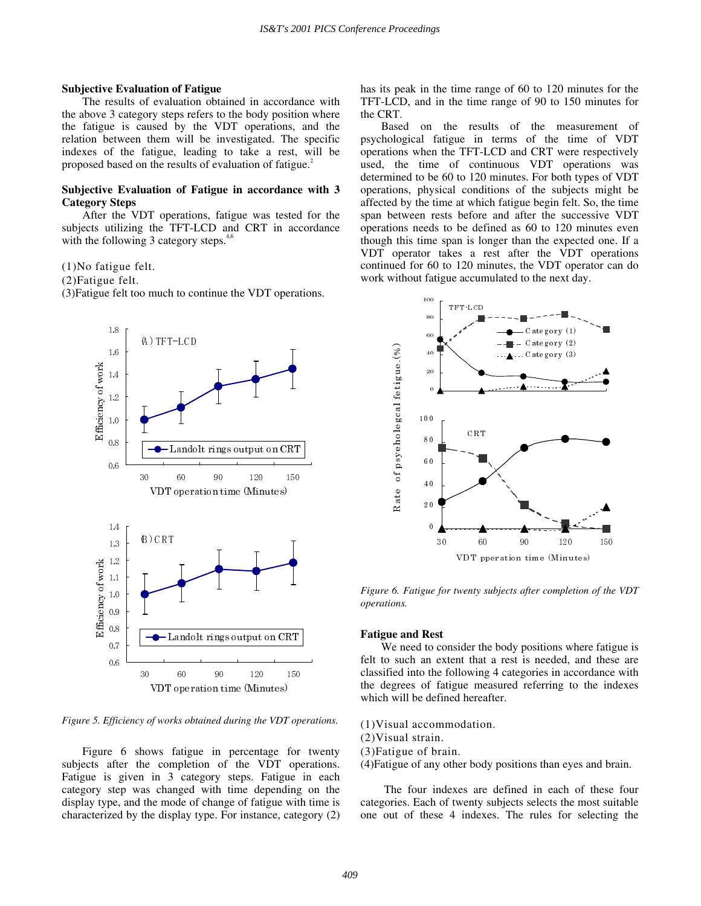**Subjective Evaluation of Fatigue**

The results of evaluation obtained in accordance with the above 3 category steps refers to the body position where the fatigue is caused by the VDT operations, and the relation between them will be investigated. The specific indexes of the fatigue, leading to take a rest, will be proposed based on the results of evaluation of fatigue.[2]

**Subjective Evaluation of Fatigue in accordance with 3 Category Steps**

After the VDT operations, fatigue was tested for the subjects utilizing the TFT-LCD and CRT in accordance with the following 3 category steps.[4,6]

(1)No fatigue felt.
(2)Fatigue felt.
(3)Fatigue felt too much to continue the VDT operations.

*Figure 5. Efficiency of works obtained during the VDT operations.*

Figure 6 shows fatigue in percentage for twenty subjects after the completion of the VDT operations. Fatigue is given in 3 category steps. Fatigue in each category step was changed with time depending on the display type, and the mode of change of fatigue with time is characterized by the display type. For instance, category (2) has its peak in the time range of 60 to 120 minutes for the TFT-LCD, and in the time range of 90 to 150 minutes for the CRT.

Based on the results of the measurement of psychological fatigue in terms of the time of VDT operations when the TFT-LCD and CRT were respectively used, the time of continuous VDT operations was determined to be 60 to 120 minutes. For both types of VDT operations, physical conditions of the subjects might be affected by the time at which fatigue begin felt. So, the time span between rests before and after the successive VDT operations needs to be defined as 60 to 120 minutes even though this time span is longer than the expected one. If a VDT operator takes a rest after the VDT operations continued for 60 to 120 minutes, the VDT operator can do work without fatigue accumulated to the next day.

*Figure 6. Fatigue for twenty subjects after completion of the VDT operations.*

**Fatigue and Rest**

We need to consider the body positions where fatigue is felt to such an extent that a rest is needed, and these are classified into the following 4 categories in accordance with the degrees of fatigue measured referring to the indexes which will be defined hereafter.

(1)Visual accommodation.
(2)Visual strain.
(3)Fatigue of brain.
(4)Fatigue of any other body positions than eyes and brain.

The four indexes are defined in each of these four categories. Each of twenty subjects selects the most suitable one out of these 4 indexes. The rules for selecting the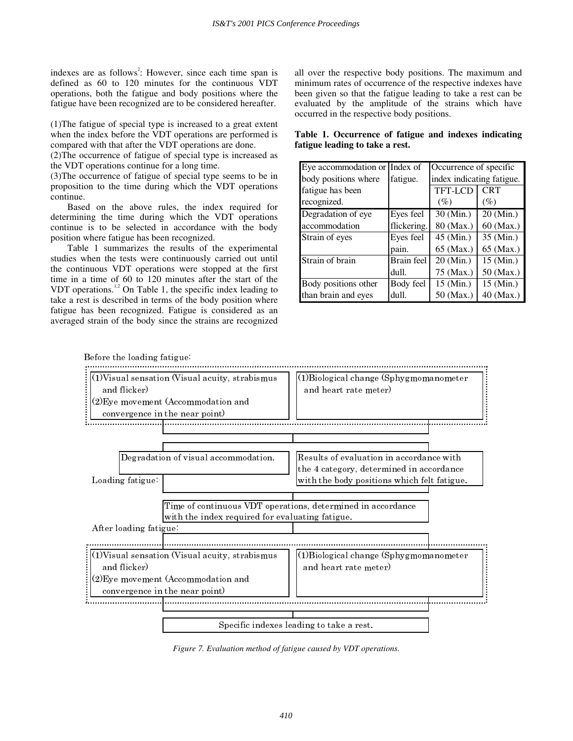indexes are as follows[2]: However, since each time span is defined as 60 to 120 minutes for the continuous VDT operations, both the fatigue and body positions where the fatigue have been recognized are to be considered hereafter.

(1)The fatigue of special type is increased to a great extent when the index before the VDT operations are performed is compared with that after the VDT operations are done.
(2)The occurrence of fatigue of special type is increased as the VDT operations continue for a long time.
(3)The occurrence of fatigue of special type seems to be in proposition to the time during which the VDT operations continue.

Based on the above rules, the index required for determining the time during which the VDT operations continue is to be selected in accordance with the body position where fatigue has been recognized.

Table 1 summarizes the results of the experimental studies when the tests were continuously carried out until the continuous VDT operations were stopped at the first time in a time of 60 to 120 minutes after the start of the VDT operations.[1,2] On Table 1, the specific index leading to take a rest is described in terms of the body position where fatigue has been recognized. Fatigue is considered as an averaged strain of the body since the strains are recognized all over the respective body positions. The maximum and minimum rates of occurrence of the respective indexes have been given so that the fatigue leading to take a rest can be evaluated by the amplitude of the strains which have occurred in the respective body positions.

**Table 1. Occurrence of fatigue and indexes indicating fatigue leading to take a rest.**

| Eye accommodation or body positions where fatigue has been recognized. | Index of fatigue. | Occurrence of specific index indicating fatigue. | |
|---|---|---|---|
| | | TFT-LCD (%) | CRT (%) |
| Degradation of eye accommodation | Eyes feel flickering. | 30 (Min.) 80 (Max.) | 20 (Min.) 60 (Max.) |
| Strain of eyes | Eyes feel pain. | 45 (Min.) 65 (Max.) | 35 (Min.) 65 (Max.) |
| Strain of brain | Brain feel dull. | 20 (Min.) 75 (Max.) | 15 (Min.) 50 (Max.) |
| Body positions other than brain and eyes | Body feel dull. | 15 (Min.) 50 (Max.) | 15 (Min.) 40 (Max.) |

Before the loading fatigue:

(1)Visual sensation (Visual acuity, strabismus and flicker)
(2)Eye movement (Accommodation and convergence in the near point)

(1)Biological change (Sphygmomanometer and heart rate meter)

Loading fatigue:

Degradation of visual accommodation.

Results of evaluation in accordance with the 4 category, determined in accordance with the body positions which felt fatigue.

Time of continuous VDT operations, determined in accordance with the index required for evaluating fatigue.

After loading fatigue:

(1)Visual sensation (Visual acuity, strabismus and flicker)
(2)Eye movement (Accommodation and convergence in the near point)

(1)Biological change (Sphygmomanometer and heart rate meter)

Specific indexes leading to take a rest.

*Figure 7. Evaluation method of fatigue caused by VDT operations.*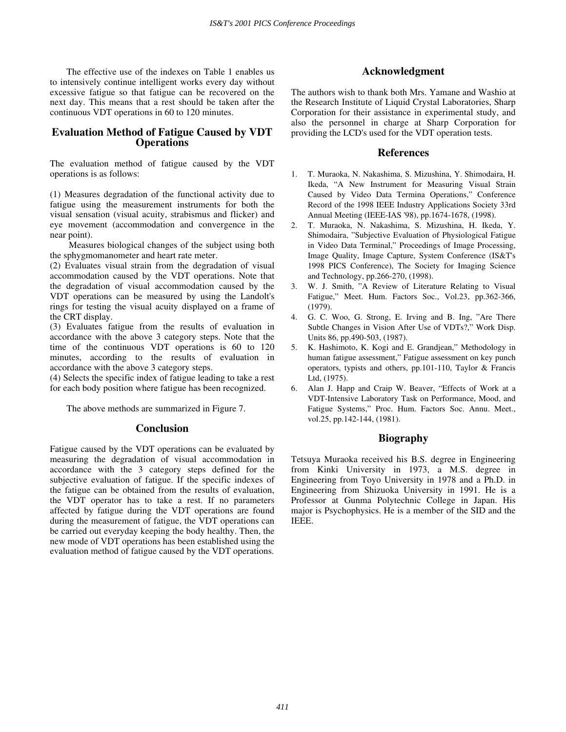The effective use of the indexes on Table 1 enables us to intensively continue intelligent works every day without excessive fatigue so that fatigue can be recovered on the next day. This means that a rest should be taken after the continuous VDT operations in 60 to 120 minutes.

## Evaluation Method of Fatigue Caused by VDT Operations

The evaluation method of fatigue caused by the VDT operations is as follows:

(1) Measures degradation of the functional activity due to fatigue using the measurement instruments for both the visual sensation (visual acuity, strabismus and flicker) and eye movement (accommodation and convergence in the near point).

Measures biological changes of the subject using both the sphygmomanometer and heart rate meter.

(2) Evaluates visual strain from the degradation of visual accommodation caused by the VDT operations. Note that the degradation of visual accommodation caused by the VDT operations can be measured by using the Landolt's rings for testing the visual acuity displayed on a frame of the CRT display.

(3) Evaluates fatigue from the results of evaluation in accordance with the above 3 category steps. Note that the time of the continuous VDT operations is 60 to 120 minutes, according to the results of evaluation in accordance with the above 3 category steps.

(4) Selects the specific index of fatigue leading to take a rest for each body position where fatigue has been recognized.

The above methods are summarized in Figure 7.

## Conclusion

Fatigue caused by the VDT operations can be evaluated by measuring the degradation of visual accommodation in accordance with the 3 category steps defined for the subjective evaluation of fatigue. If the specific indexes of the fatigue can be obtained from the results of evaluation, the VDT operator has to take a rest. If no parameters affected by fatigue during the VDT operations are found during the measurement of fatigue, the VDT operations can be carried out everyday keeping the body healthy. Then, the new mode of VDT operations has been established using the evaluation method of fatigue caused by the VDT operations.

## Acknowledgment

The authors wish to thank both Mrs. Yamane and Washio at the Research Institute of Liquid Crystal Laboratories, Sharp Corporation for their assistance in experimental study, and also the personnel in charge at Sharp Corporation for providing the LCD's used for the VDT operation tests.

## References

1. T. Muraoka, N. Nakashima, S. Mizushina, Y. Shimodaira, H. Ikeda, “A New Instrument for Measuring Visual Strain Caused by Video Data Termina Operations,” Conference Record of the 1998 IEEE Industry Applications Society 33rd Annual Meeting (IEEE-IAS '98), pp.1674-1678, (1998).
2. T. Muraoka, N. Nakashima, S. Mizushina, H. Ikeda, Y. Shimodaira, ”Subjective Evaluation of Physiological Fatigue in Video Data Terminal,” Proceedings of Image Processing, Image Quality, Image Capture, System Conference (IS&T's 1998 PICS Conference), The Society for Imaging Science and Technology, pp.266-270, (1998).
3. W. J. Smith, ”A Review of Literature Relating to Visual Fatigue,” Meet. Hum. Factors Soc., Vol.23, pp.362-366, (1979).
4. G. C. Woo, G. Strong, E. Irving and B. Ing, ”Are There Subtle Changes in Vision After Use of VDTs?,” Work Disp. Units 86, pp.490-503, (1987).
5. K. Hashimoto, K. Kogi and E. Grandjean,” Methodology in human fatigue assessment,” Fatigue assessment on key punch operators, typists and others, pp.101-110, Taylor & Francis Ltd, (1975).
6. Alan J. Happ and Craip W. Beaver, “Effects of Work at a VDT-Intensive Laboratory Task on Performance, Mood, and Fatigue Systems,” Proc. Hum. Factors Soc. Annu. Meet., vol.25, pp.142-144, (1981).

## Biography

Tetsuya Muraoka received his B.S. degree in Engineering from Kinki University in 1973, a M.S. degree in Engineering from Toyo University in 1978 and a Ph.D. in Engineering from Shizuoka University in 1991. He is a Professor at Gunma Polytechnic College in Japan. His major is Psychophysics. He is a member of the SID and the IEEE.